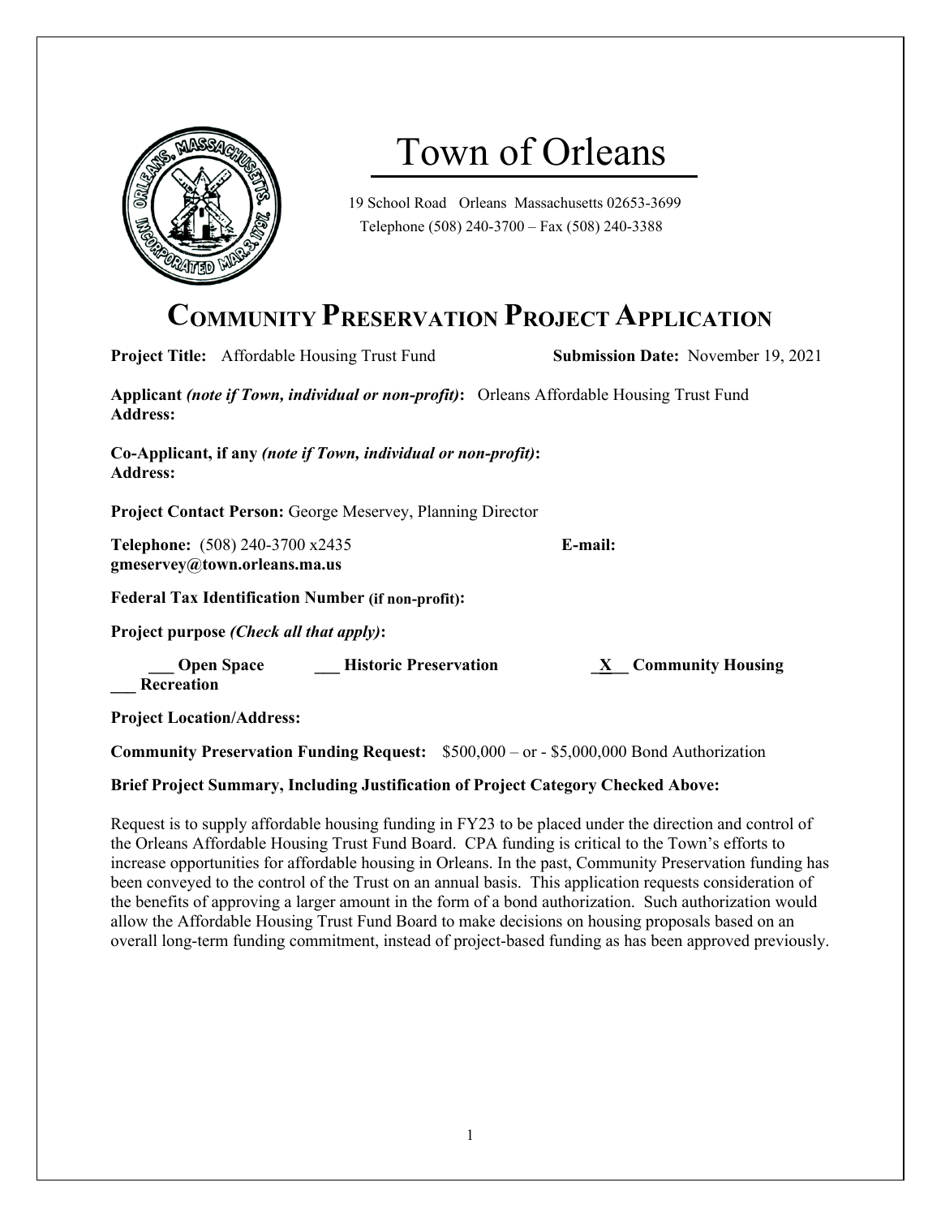# Town of Orleans

19 School Road Orleans Massachusetts 02653-3699
Telephone (508) 240-3700 – Fax (508) 240-3388

## COMMUNITY PRESERVATION PROJECT APPLICATION

**Project Title:** Affordable Housing Trust Fund **Submission Date:** November 19, 2021

**Applicant *(note if Town, individual or non-profit)*:** Orleans Affordable Housing Trust Fund
**Address:**

**Co-Applicant, if any *(note if Town, individual or non-profit)*:**
**Address:**

**Project Contact Person:** George Meservey, Planning Director

**Telephone:** (508) 240-3700 x2435 **E-mail:** **gmeservey@town.orleans.ma.us**

**Federal Tax Identification Number (if non-profit):**

**Project purpose *(Check all that apply)*:**

**___ Open Space** **___ Historic Preservation** **_X__ Community Housing** **___ Recreation**

**Project Location/Address:**

**Community Preservation Funding Request:** $500,000 – or - $5,000,000 Bond Authorization

**Brief Project Summary, Including Justification of Project Category Checked Above:**

Request is to supply affordable housing funding in FY23 to be placed under the direction and control of the Orleans Affordable Housing Trust Fund Board. CPA funding is critical to the Town's efforts to increase opportunities for affordable housing in Orleans. In the past, Community Preservation funding has been conveyed to the control of the Trust on an annual basis. This application requests consideration of the benefits of approving a larger amount in the form of a bond authorization. Such authorization would allow the Affordable Housing Trust Fund Board to make decisions on housing proposals based on an overall long-term funding commitment, instead of project-based funding as has been approved previously.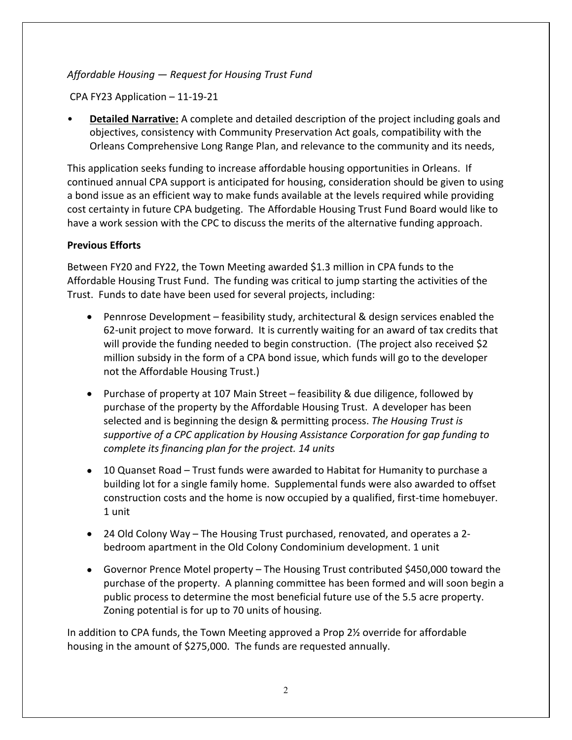*Affordable Housing — Request for Housing Trust Fund*

CPA FY23 Application – 11-19-21

- **Detailed Narrative:** A complete and detailed description of the project including goals and objectives, consistency with Community Preservation Act goals, compatibility with the Orleans Comprehensive Long Range Plan, and relevance to the community and its needs,

This application seeks funding to increase affordable housing opportunities in Orleans. If continued annual CPA support is anticipated for housing, consideration should be given to using a bond issue as an efficient way to make funds available at the levels required while providing cost certainty in future CPA budgeting. The Affordable Housing Trust Fund Board would like to have a work session with the CPC to discuss the merits of the alternative funding approach.

**Previous Efforts**

Between FY20 and FY22, the Town Meeting awarded $1.3 million in CPA funds to the Affordable Housing Trust Fund. The funding was critical to jump starting the activities of the Trust. Funds to date have been used for several projects, including:

- Pennrose Development – feasibility study, architectural & design services enabled the 62-unit project to move forward. It is currently waiting for an award of tax credits that will provide the funding needed to begin construction. (The project also received $2 million subsidy in the form of a CPA bond issue, which funds will go to the developer not the Affordable Housing Trust.)
- Purchase of property at 107 Main Street – feasibility & due diligence, followed by purchase of the property by the Affordable Housing Trust. A developer has been selected and is beginning the design & permitting process. *The Housing Trust is supportive of a CPC application by Housing Assistance Corporation for gap funding to complete its financing plan for the project. 14 units*
- 10 Quanset Road – Trust funds were awarded to Habitat for Humanity to purchase a building lot for a single family home. Supplemental funds were also awarded to offset construction costs and the home is now occupied by a qualified, first-time homebuyer. 1 unit
- 24 Old Colony Way – The Housing Trust purchased, renovated, and operates a 2-bedroom apartment in the Old Colony Condominium development. 1 unit
- Governor Prence Motel property – The Housing Trust contributed $450,000 toward the purchase of the property. A planning committee has been formed and will soon begin a public process to determine the most beneficial future use of the 5.5 acre property. Zoning potential is for up to 70 units of housing.

In addition to CPA funds, the Town Meeting approved a Prop 2½ override for affordable housing in the amount of $275,000. The funds are requested annually.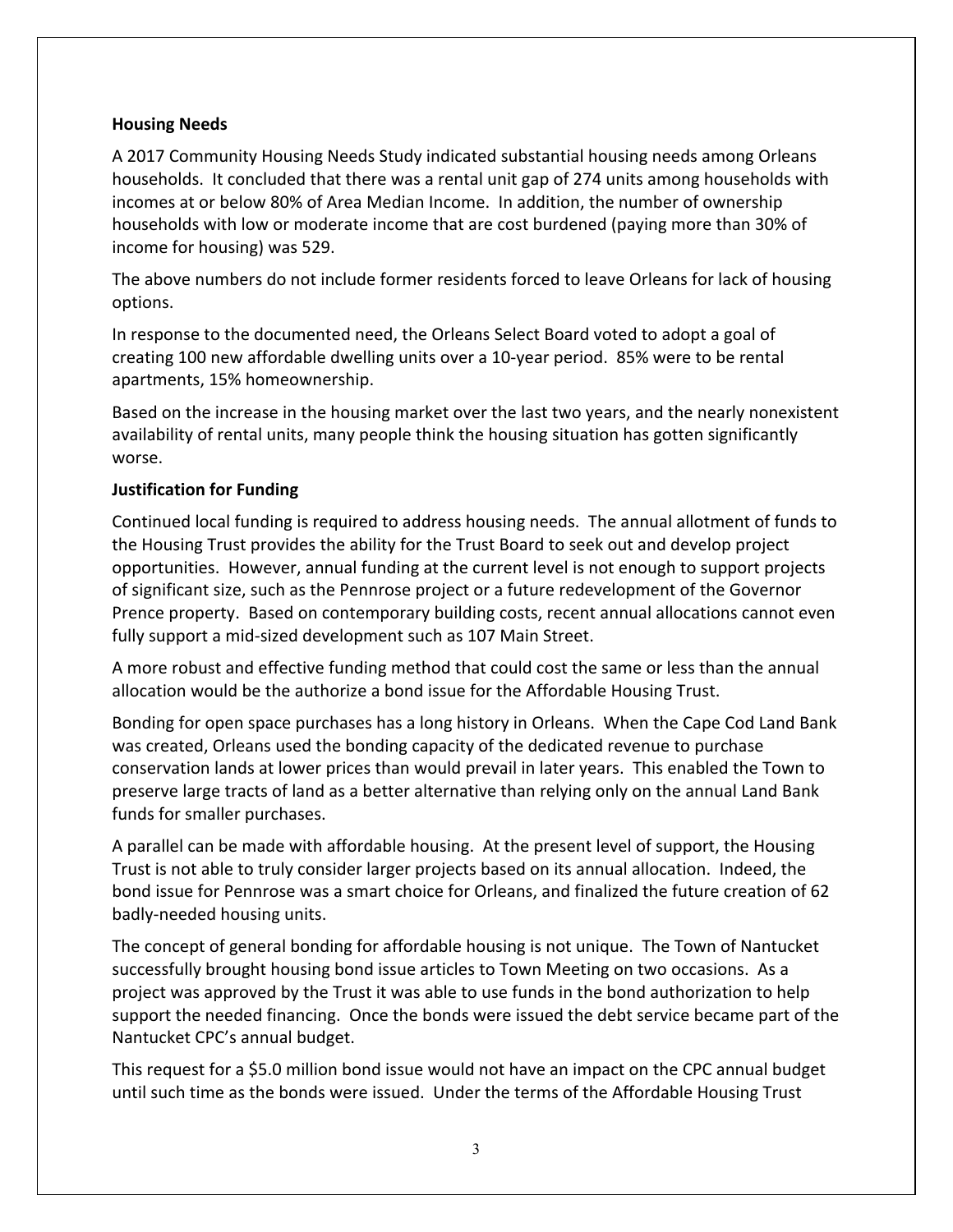**Housing Needs**

A 2017 Community Housing Needs Study indicated substantial housing needs among Orleans households. It concluded that there was a rental unit gap of 274 units among households with incomes at or below 80% of Area Median Income. In addition, the number of ownership households with low or moderate income that are cost burdened (paying more than 30% of income for housing) was 529.

The above numbers do not include former residents forced to leave Orleans for lack of housing options.

In response to the documented need, the Orleans Select Board voted to adopt a goal of creating 100 new affordable dwelling units over a 10-year period. 85% were to be rental apartments, 15% homeownership.

Based on the increase in the housing market over the last two years, and the nearly nonexistent availability of rental units, many people think the housing situation has gotten significantly worse.

**Justification for Funding**

Continued local funding is required to address housing needs. The annual allotment of funds to the Housing Trust provides the ability for the Trust Board to seek out and develop project opportunities. However, annual funding at the current level is not enough to support projects of significant size, such as the Pennrose project or a future redevelopment of the Governor Prence property. Based on contemporary building costs, recent annual allocations cannot even fully support a mid-sized development such as 107 Main Street.

A more robust and effective funding method that could cost the same or less than the annual allocation would be the authorize a bond issue for the Affordable Housing Trust.

Bonding for open space purchases has a long history in Orleans. When the Cape Cod Land Bank was created, Orleans used the bonding capacity of the dedicated revenue to purchase conservation lands at lower prices than would prevail in later years. This enabled the Town to preserve large tracts of land as a better alternative than relying only on the annual Land Bank funds for smaller purchases.

A parallel can be made with affordable housing. At the present level of support, the Housing Trust is not able to truly consider larger projects based on its annual allocation. Indeed, the bond issue for Pennrose was a smart choice for Orleans, and finalized the future creation of 62 badly-needed housing units.

The concept of general bonding for affordable housing is not unique. The Town of Nantucket successfully brought housing bond issue articles to Town Meeting on two occasions. As a project was approved by the Trust it was able to use funds in the bond authorization to help support the needed financing. Once the bonds were issued the debt service became part of the Nantucket CPC's annual budget.

This request for a $5.0 million bond issue would not have an impact on the CPC annual budget until such time as the bonds were issued. Under the terms of the Affordable Housing Trust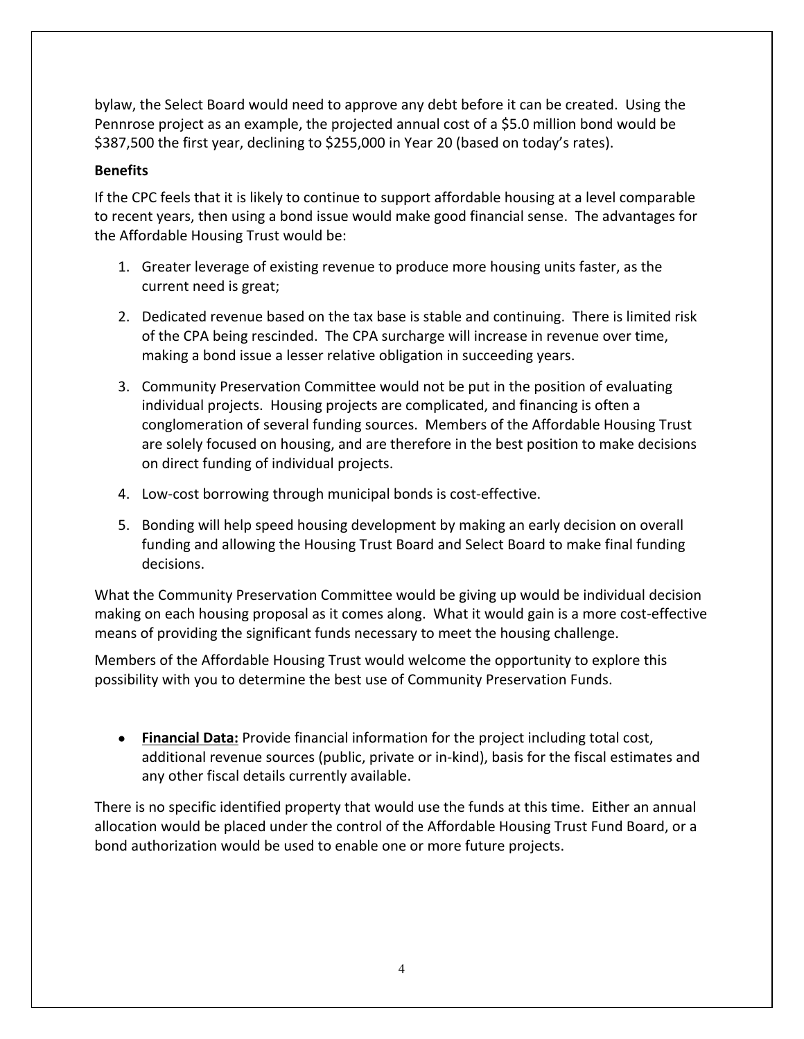bylaw, the Select Board would need to approve any debt before it can be created. Using the Pennrose project as an example, the projected annual cost of a $5.0 million bond would be $387,500 the first year, declining to $255,000 in Year 20 (based on today's rates).

**Benefits**

If the CPC feels that it is likely to continue to support affordable housing at a level comparable to recent years, then using a bond issue would make good financial sense. The advantages for the Affordable Housing Trust would be:

1. Greater leverage of existing revenue to produce more housing units faster, as the current need is great;
2. Dedicated revenue based on the tax base is stable and continuing. There is limited risk of the CPA being rescinded. The CPA surcharge will increase in revenue over time, making a bond issue a lesser relative obligation in succeeding years.
3. Community Preservation Committee would not be put in the position of evaluating individual projects. Housing projects are complicated, and financing is often a conglomeration of several funding sources. Members of the Affordable Housing Trust are solely focused on housing, and are therefore in the best position to make decisions on direct funding of individual projects.
4. Low-cost borrowing through municipal bonds is cost-effective.
5. Bonding will help speed housing development by making an early decision on overall funding and allowing the Housing Trust Board and Select Board to make final funding decisions.

What the Community Preservation Committee would be giving up would be individual decision making on each housing proposal as it comes along. What it would gain is a more cost-effective means of providing the significant funds necessary to meet the housing challenge.

Members of the Affordable Housing Trust would welcome the opportunity to explore this possibility with you to determine the best use of Community Preservation Funds.

- **Financial Data:** Provide financial information for the project including total cost, additional revenue sources (public, private or in-kind), basis for the fiscal estimates and any other fiscal details currently available.

There is no specific identified property that would use the funds at this time. Either an annual allocation would be placed under the control of the Affordable Housing Trust Fund Board, or a bond authorization would be used to enable one or more future projects.